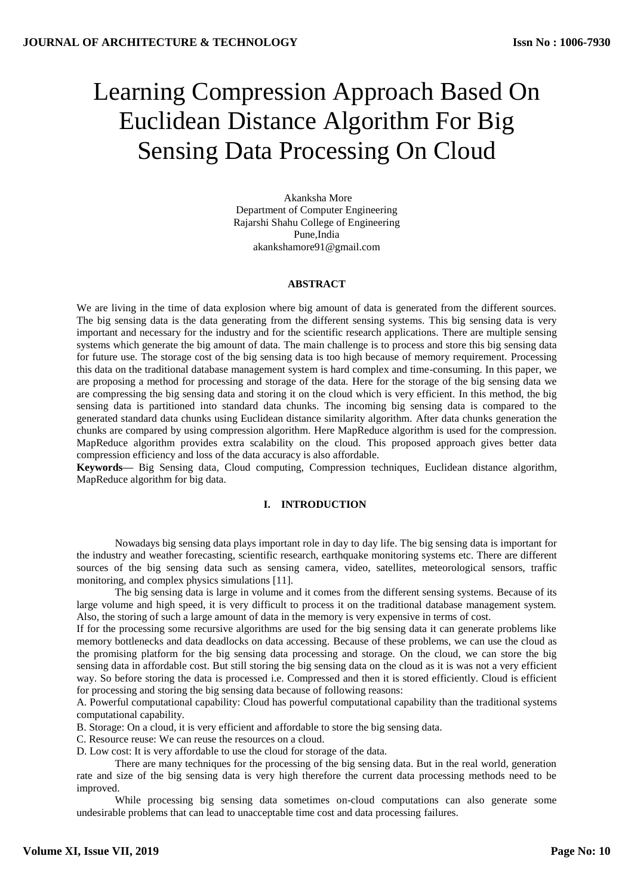# Learning Compression Approach Based On Euclidean Distance Algorithm For Big Sensing Data Processing On Cloud

Akanksha More
Department of Computer Engineering
Rajarshi Shahu College of Engineering
Pune,India
akankshamore91@gmail.com

## ABSTRACT

We are living in the time of data explosion where big amount of data is generated from the different sources. The big sensing data is the data generating from the different sensing systems. This big sensing data is very important and necessary for the industry and for the scientific research applications. There are multiple sensing systems which generate the big amount of data. The main challenge is to process and store this big sensing data for future use. The storage cost of the big sensing data is too high because of memory requirement. Processing this data on the traditional database management system is hard complex and time-consuming. In this paper, we are proposing a method for processing and storage of the data. Here for the storage of the big sensing data we are compressing the big sensing data and storing it on the cloud which is very efficient. In this method, the big sensing data is partitioned into standard data chunks. The incoming big sensing data is compared to the generated standard data chunks using Euclidean distance similarity algorithm. After data chunks generation the chunks are compared by using compression algorithm. Here MapReduce algorithm is used for the compression. MapReduce algorithm provides extra scalability on the cloud. This proposed approach gives better data compression efficiency and loss of the data accuracy is also affordable.

**Keywords—** Big Sensing data, Cloud computing, Compression techniques, Euclidean distance algorithm, MapReduce algorithm for big data.

## I. INTRODUCTION

Nowadays big sensing data plays important role in day to day life. The big sensing data is important for the industry and weather forecasting, scientific research, earthquake monitoring systems etc. There are different sources of the big sensing data such as sensing camera, video, satellites, meteorological sensors, traffic monitoring, and complex physics simulations [11].

The big sensing data is large in volume and it comes from the different sensing systems. Because of its large volume and high speed, it is very difficult to process it on the traditional database management system. Also, the storing of such a large amount of data in the memory is very expensive in terms of cost.

If for the processing some recursive algorithms are used for the big sensing data it can generate problems like memory bottlenecks and data deadlocks on data accessing. Because of these problems, we can use the cloud as the promising platform for the big sensing data processing and storage. On the cloud, we can store the big sensing data in affordable cost. But still storing the big sensing data on the cloud as it is was not a very efficient way. So before storing the data is processed i.e. Compressed and then it is stored efficiently. Cloud is efficient for processing and storing the big sensing data because of following reasons:

A. Powerful computational capability: Cloud has powerful computational capability than the traditional systems computational capability.

B. Storage: On a cloud, it is very efficient and affordable to store the big sensing data.

C. Resource reuse: We can reuse the resources on a cloud.

D. Low cost: It is very affordable to use the cloud for storage of the data.

There are many techniques for the processing of the big sensing data. But in the real world, generation rate and size of the big sensing data is very high therefore the current data processing methods need to be improved.

While processing big sensing data sometimes on-cloud computations can also generate some undesirable problems that can lead to unacceptable time cost and data processing failures.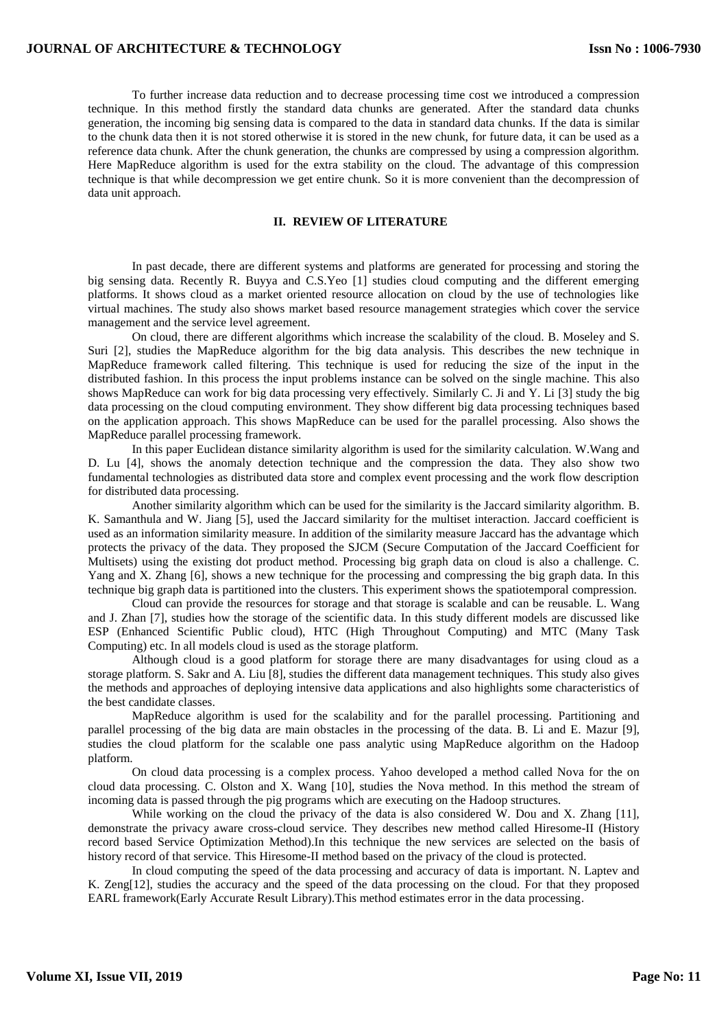To further increase data reduction and to decrease processing time cost we introduced a compression technique. In this method firstly the standard data chunks are generated. After the standard data chunks generation, the incoming big sensing data is compared to the data in standard data chunks. If the data is similar to the chunk data then it is not stored otherwise it is stored in the new chunk, for future data, it can be used as a reference data chunk. After the chunk generation, the chunks are compressed by using a compression algorithm. Here MapReduce algorithm is used for the extra stability on the cloud. The advantage of this compression technique is that while decompression we get entire chunk. So it is more convenient than the decompression of data unit approach.

## II. REVIEW OF LITERATURE

In past decade, there are different systems and platforms are generated for processing and storing the big sensing data. Recently R. Buyya and C.S.Yeo [1] studies cloud computing and the different emerging platforms. It shows cloud as a market oriented resource allocation on cloud by the use of technologies like virtual machines. The study also shows market based resource management strategies which cover the service management and the service level agreement.

On cloud, there are different algorithms which increase the scalability of the cloud. B. Moseley and S. Suri [2], studies the MapReduce algorithm for the big data analysis. This describes the new technique in MapReduce framework called filtering. This technique is used for reducing the size of the input in the distributed fashion. In this process the input problems instance can be solved on the single machine. This also shows MapReduce can work for big data processing very effectively. Similarly C. Ji and Y. Li [3] study the big data processing on the cloud computing environment. They show different big data processing techniques based on the application approach. This shows MapReduce can be used for the parallel processing. Also shows the MapReduce parallel processing framework.

In this paper Euclidean distance similarity algorithm is used for the similarity calculation. W.Wang and D. Lu [4], shows the anomaly detection technique and the compression the data. They also show two fundamental technologies as distributed data store and complex event processing and the work flow description for distributed data processing.

Another similarity algorithm which can be used for the similarity is the Jaccard similarity algorithm. B. K. Samanthula and W. Jiang [5], used the Jaccard similarity for the multiset interaction. Jaccard coefficient is used as an information similarity measure. In addition of the similarity measure Jaccard has the advantage which protects the privacy of the data. They proposed the SJCM (Secure Computation of the Jaccard Coefficient for Multisets) using the existing dot product method. Processing big graph data on cloud is also a challenge. C. Yang and X. Zhang [6], shows a new technique for the processing and compressing the big graph data. In this technique big graph data is partitioned into the clusters. This experiment shows the spatiotemporal compression.

Cloud can provide the resources for storage and that storage is scalable and can be reusable. L. Wang and J. Zhan [7], studies how the storage of the scientific data. In this study different models are discussed like ESP (Enhanced Scientific Public cloud), HTC (High Throughout Computing) and MTC (Many Task Computing) etc. In all models cloud is used as the storage platform.

Although cloud is a good platform for storage there are many disadvantages for using cloud as a storage platform. S. Sakr and A. Liu [8], studies the different data management techniques. This study also gives the methods and approaches of deploying intensive data applications and also highlights some characteristics of the best candidate classes.

MapReduce algorithm is used for the scalability and for the parallel processing. Partitioning and parallel processing of the big data are main obstacles in the processing of the data. B. Li and E. Mazur [9], studies the cloud platform for the scalable one pass analytic using MapReduce algorithm on the Hadoop platform.

On cloud data processing is a complex process. Yahoo developed a method called Nova for the on cloud data processing. C. Olston and X. Wang [10], studies the Nova method. In this method the stream of incoming data is passed through the pig programs which are executing on the Hadoop structures.

While working on the cloud the privacy of the data is also considered W. Dou and X. Zhang [11], demonstrate the privacy aware cross-cloud service. They describes new method called Hiresome-II (History record based Service Optimization Method).In this technique the new services are selected on the basis of history record of that service. This Hiresome-II method based on the privacy of the cloud is protected.

In cloud computing the speed of the data processing and accuracy of data is important. N. Laptev and K. Zeng[12], studies the accuracy and the speed of the data processing on the cloud. For that they proposed EARL framework(Early Accurate Result Library).This method estimates error in the data processing.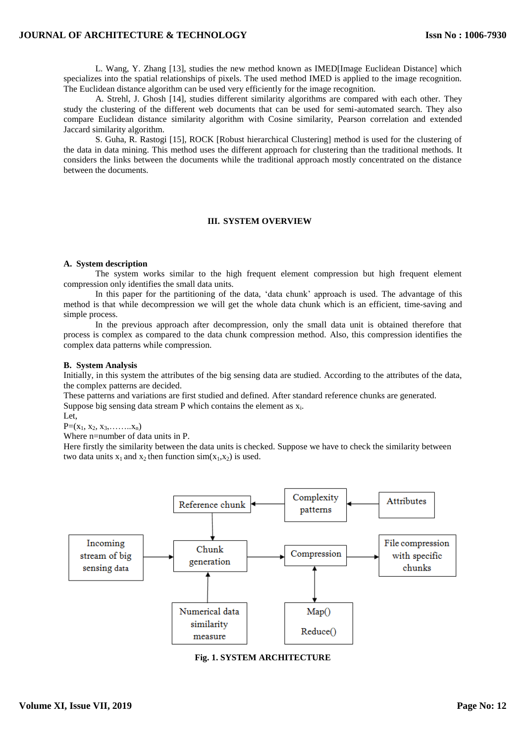L. Wang, Y. Zhang [13], studies the new method known as IMED[Image Euclidean Distance] which specializes into the spatial relationships of pixels. The used method IMED is applied to the image recognition. The Euclidean distance algorithm can be used very efficiently for the image recognition.

A. Strehl, J. Ghosh [14], studies different similarity algorithms are compared with each other. They study the clustering of the different web documents that can be used for semi-automated search. They also compare Euclidean distance similarity algorithm with Cosine similarity, Pearson correlation and extended Jaccard similarity algorithm.

S. Guha, R. Rastogi [15], ROCK [Robust hierarchical Clustering] method is used for the clustering of the data in data mining. This method uses the different approach for clustering than the traditional methods. It considers the links between the documents while the traditional approach mostly concentrated on the distance between the documents.

## III. SYSTEM OVERVIEW

### A. System description

The system works similar to the high frequent element compression but high frequent element compression only identifies the small data units.

In this paper for the partitioning of the data, 'data chunk' approach is used. The advantage of this method is that while decompression we will get the whole data chunk which is an efficient, time-saving and simple process.

In the previous approach after decompression, only the small data unit is obtained therefore that process is complex as compared to the data chunk compression method. Also, this compression identifies the complex data patterns while compression.

### B. System Analysis

Initially, in this system the attributes of the big sensing data are studied. According to the attributes of the data, the complex patterns are decided.

These patterns and variations are first studied and defined. After standard reference chunks are generated.

Suppose big sensing data stream P which contains the element as $x_i$.

Let,

$P=(x_1, x_2, x_3,\ldots\ldots x_n)$

Where n=number of data units in P.

Here firstly the similarity between the data units is checked. Suppose we have to check the similarity between two data units $x_1$ and $x_2$ then function $sim(x_1,x_2)$ is used.

Fig. 1. SYSTEM ARCHITECTURE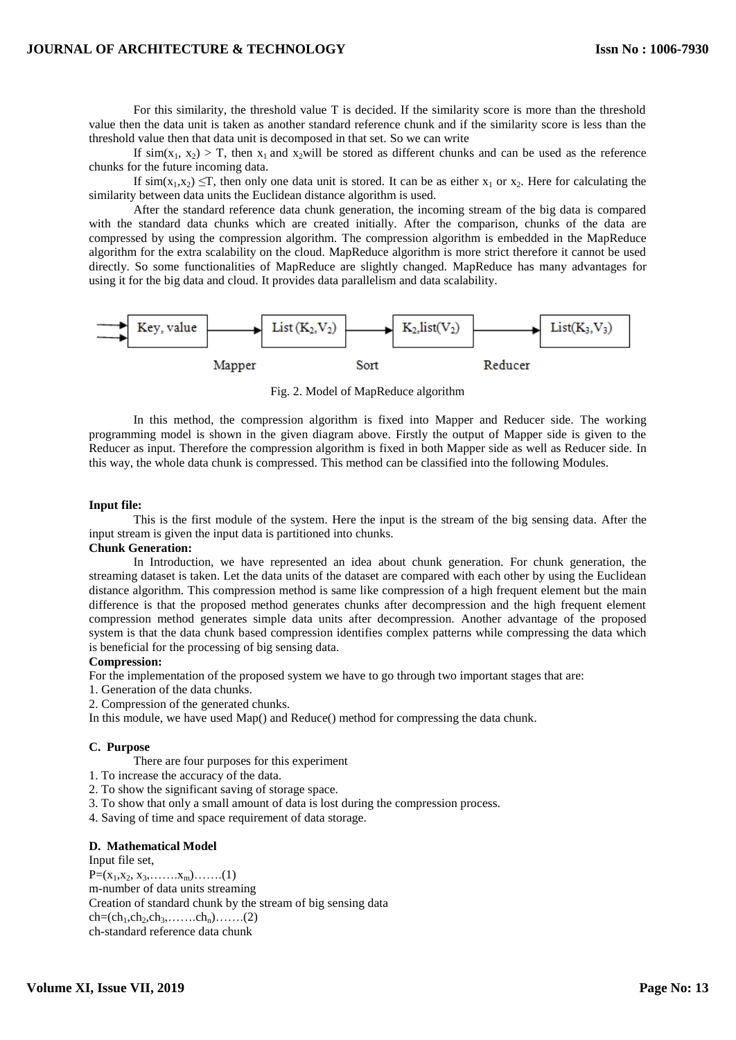For this similarity, the threshold value T is decided. If the similarity score is more than the threshold value then the data unit is taken as another standard reference chunk and if the similarity score is less than the threshold value then that data unit is decomposed in that set. So we can write

If $sim(x_1, x_2) > T$, then $x_1$ and $x_2$will be stored as different chunks and can be used as the reference chunks for the future incoming data.

If $sim(x_1,x_2) \leq T$, then only one data unit is stored. It can be as either $x_1$ or $x_2$. Here for calculating the similarity between data units the Euclidean distance algorithm is used.

After the standard reference data chunk generation, the incoming stream of the big data is compared with the standard data chunks which are created initially. After the comparison, chunks of the data are compressed by using the compression algorithm. The compression algorithm is embedded in the MapReduce algorithm for the extra scalability on the cloud. MapReduce algorithm is more strict therefore it cannot be used directly. So some functionalities of MapReduce are slightly changed. MapReduce has many advantages for using it for the big data and cloud. It provides data parallelism and data scalability.

Key, value → List ($K_2$,$V_2$) → $K_2$,list($V_2$) → List($K_3$,$V_3$)

Mapper Sort Reducer

Fig. 2. Model of MapReduce algorithm

In this method, the compression algorithm is fixed into Mapper and Reducer side. The working programming model is shown in the given diagram above. Firstly the output of Mapper side is given to the Reducer as input. Therefore the compression algorithm is fixed in both Mapper side as well as Reducer side. In this way, the whole data chunk is compressed. This method can be classified into the following Modules.

**Input file:**

This is the first module of the system. Here the input is the stream of the big sensing data. After the input stream is given the input data is partitioned into chunks.

**Chunk Generation:**

In Introduction, we have represented an idea about chunk generation. For chunk generation, the streaming dataset is taken. Let the data units of the dataset are compared with each other by using the Euclidean distance algorithm. This compression method is same like compression of a high frequent element but the main difference is that the proposed method generates chunks after decompression and the high frequent element compression method generates simple data units after decompression. Another advantage of the proposed system is that the data chunk based compression identifies complex patterns while compressing the data which is beneficial for the processing of big sensing data.

**Compression:**

For the implementation of the proposed system we have to go through two important stages that are:

1. Generation of the data chunks.
2. Compression of the generated chunks.

In this module, we have used Map() and Reduce() method for compressing the data chunk.

### C. Purpose

There are four purposes for this experiment

1. To increase the accuracy of the data.
2. To show the significant saving of storage space.
3. To show that only a small amount of data is lost during the compression process.
4. Saving of time and space requirement of data storage.

### D. Mathematical Model

Input file set,

$P=(x_1,x_2, x_3,\ldots\ldots.x_m)$…….(1)

m-number of data units streaming

Creation of standard chunk by the stream of big sensing data

$ch=(ch_1,ch_2,ch_3,\ldots\ldots.ch_n)$…….(2)

ch-standard reference data chunk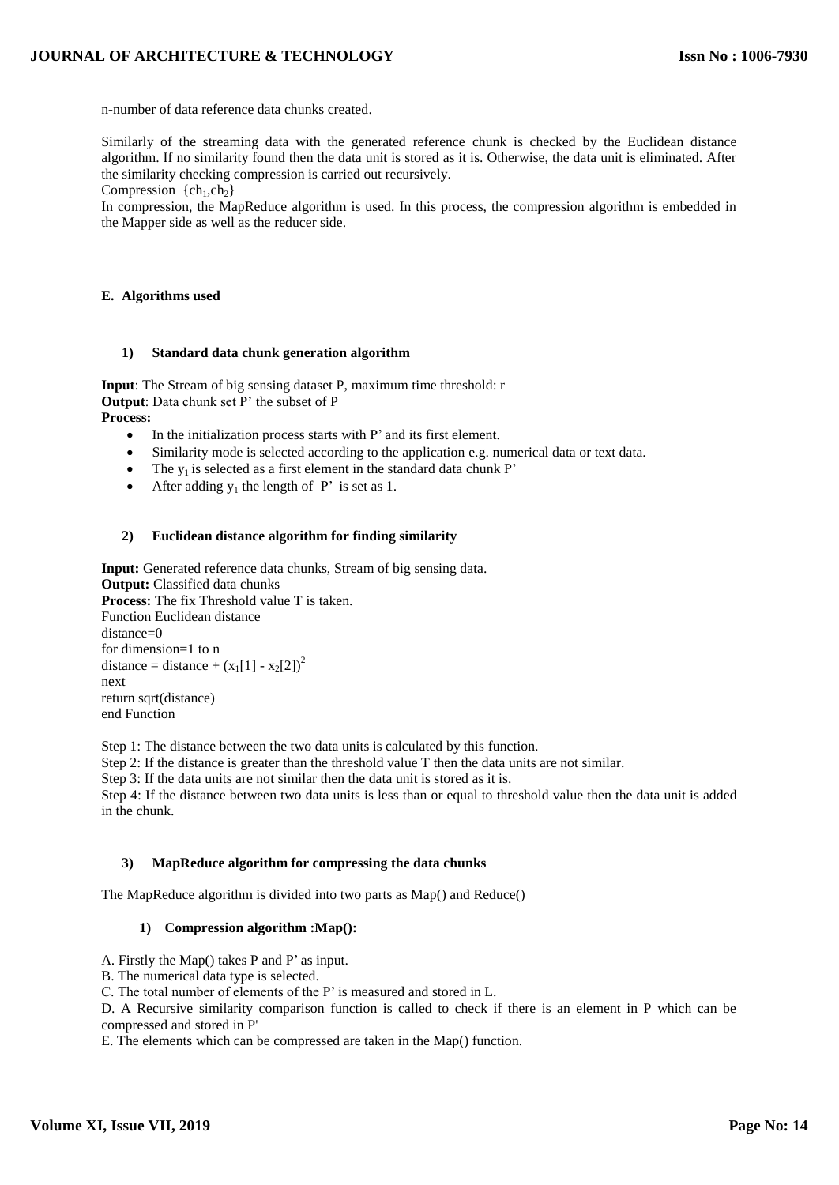n-number of data reference data chunks created.

Similarly of the streaming data with the generated reference chunk is checked by the Euclidean distance algorithm. If no similarity found then the data unit is stored as it is. Otherwise, the data unit is eliminated. After the similarity checking compression is carried out recursively.

Compression $\{ch_1,ch_2\}$

In compression, the MapReduce algorithm is used. In this process, the compression algorithm is embedded in the Mapper side as well as the reducer side.

### E. Algorithms used

#### 1) Standard data chunk generation algorithm

**Input**: The Stream of big sensing dataset P, maximum time threshold: r
**Output**: Data chunk set P' the subset of P
**Process:**

- In the initialization process starts with P' and its first element.
- Similarity mode is selected according to the application e.g. numerical data or text data.
- The $y_1$ is selected as a first element in the standard data chunk P'
- After adding $y_1$ the length of P' is set as 1.

#### 2) Euclidean distance algorithm for finding similarity

**Input:** Generated reference data chunks, Stream of big sensing data.
**Output:** Classified data chunks
**Process:** The fix Threshold value T is taken.

```
Function Euclidean distance
distance=0
for dimension=1 to n
distance = distance + (x1[1] - x2[2])^2
next
return sqrt(distance)
end Function
```

Step 1: The distance between the two data units is calculated by this function.

Step 2: If the distance is greater than the threshold value T then the data units are not similar.

Step 3: If the data units are not similar then the data unit is stored as it is.

Step 4: If the distance between two data units is less than or equal to threshold value then the data unit is added in the chunk.

#### 3) MapReduce algorithm for compressing the data chunks

The MapReduce algorithm is divided into two parts as Map() and Reduce()

##### 1) Compression algorithm :Map():

A. Firstly the Map() takes P and P' as input.

B. The numerical data type is selected.

C. The total number of elements of the P' is measured and stored in L.

D. A Recursive similarity comparison function is called to check if there is an element in P which can be compressed and stored in P'

E. The elements which can be compressed are taken in the Map() function.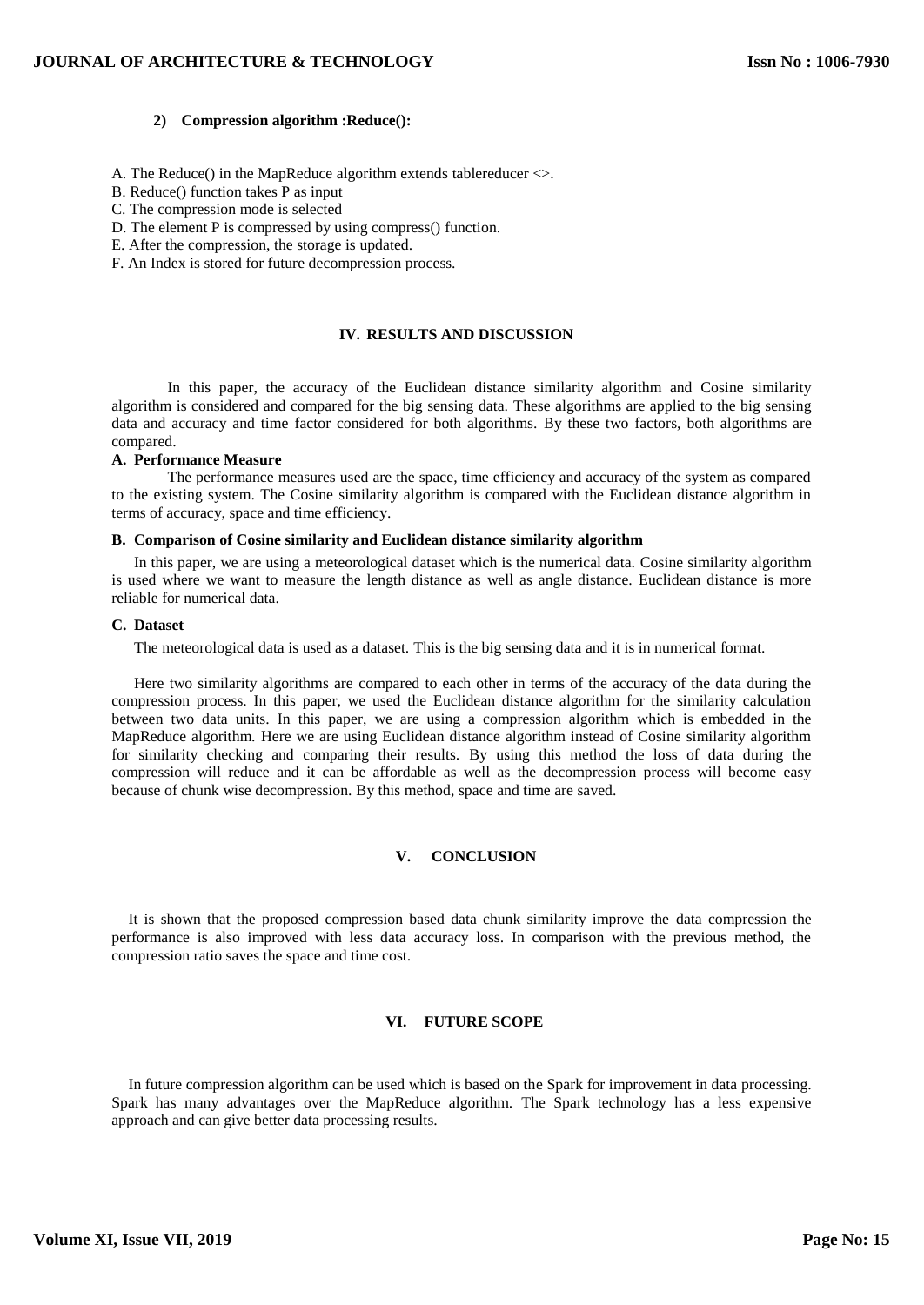#### 2) Compression algorithm :Reduce():

A. The Reduce() in the MapReduce algorithm extends tablereducer <>.
B. Reduce() function takes P as input
C. The compression mode is selected
D. The element P is compressed by using compress() function.
E. After the compression, the storage is updated.
F. An Index is stored for future decompression process.

## IV. RESULTS AND DISCUSSION

In this paper, the accuracy of the Euclidean distance similarity algorithm and Cosine similarity algorithm is considered and compared for the big sensing data. These algorithms are applied to the big sensing data and accuracy and time factor considered for both algorithms. By these two factors, both algorithms are compared.

### A. Performance Measure

The performance measures used are the space, time efficiency and accuracy of the system as compared to the existing system. The Cosine similarity algorithm is compared with the Euclidean distance algorithm in terms of accuracy, space and time efficiency.

### B. Comparison of Cosine similarity and Euclidean distance similarity algorithm

In this paper, we are using a meteorological dataset which is the numerical data. Cosine similarity algorithm is used where we want to measure the length distance as well as angle distance. Euclidean distance is more reliable for numerical data.

### C. Dataset

The meteorological data is used as a dataset. This is the big sensing data and it is in numerical format.

Here two similarity algorithms are compared to each other in terms of the accuracy of the data during the compression process. In this paper, we used the Euclidean distance algorithm for the similarity calculation between two data units. In this paper, we are using a compression algorithm which is embedded in the MapReduce algorithm. Here we are using Euclidean distance algorithm instead of Cosine similarity algorithm for similarity checking and comparing their results. By using this method the loss of data during the compression will reduce and it can be affordable as well as the decompression process will become easy because of chunk wise decompression. By this method, space and time are saved.

## V. CONCLUSION

It is shown that the proposed compression based data chunk similarity improve the data compression the performance is also improved with less data accuracy loss. In comparison with the previous method, the compression ratio saves the space and time cost.

## VI. FUTURE SCOPE

In future compression algorithm can be used which is based on the Spark for improvement in data processing. Spark has many advantages over the MapReduce algorithm. The Spark technology has a less expensive approach and can give better data processing results.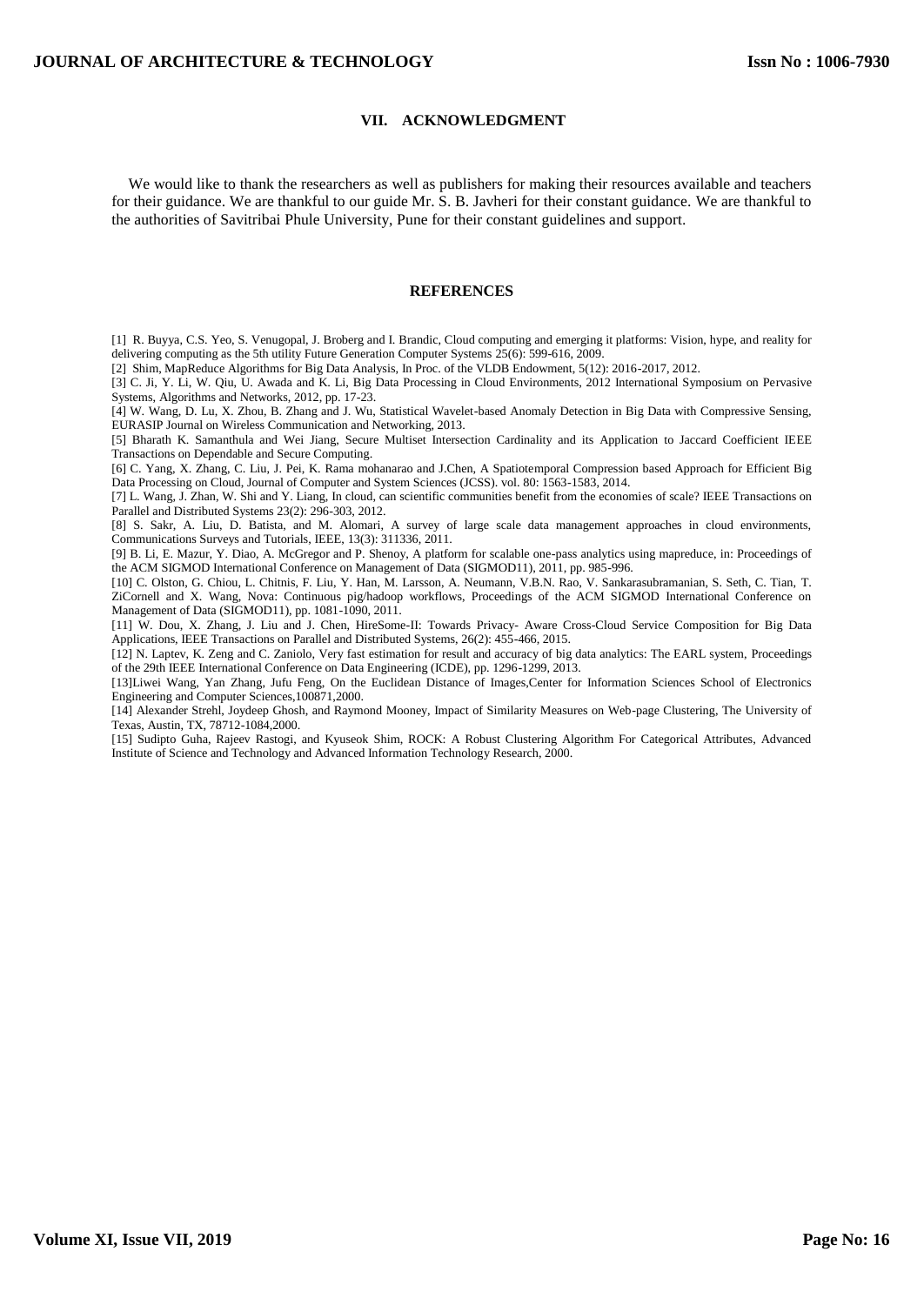## VII. ACKNOWLEDGMENT

We would like to thank the researchers as well as publishers for making their resources available and teachers for their guidance. We are thankful to our guide Mr. S. B. Javheri for their constant guidance. We are thankful to the authorities of Savitribai Phule University, Pune for their constant guidelines and support.

## REFERENCES

[1] R. Buyya, C.S. Yeo, S. Venugopal, J. Broberg and I. Brandic, Cloud computing and emerging it platforms: Vision, hype, and reality for delivering computing as the 5th utility Future Generation Computer Systems 25(6): 599-616, 2009.

[2] Shim, MapReduce Algorithms for Big Data Analysis, In Proc. of the VLDB Endowment, 5(12): 2016-2017, 2012.

[3] C. Ji, Y. Li, W. Qiu, U. Awada and K. Li, Big Data Processing in Cloud Environments, 2012 International Symposium on Pervasive Systems, Algorithms and Networks, 2012, pp. 17-23.

[4] W. Wang, D. Lu, X. Zhou, B. Zhang and J. Wu, Statistical Wavelet-based Anomaly Detection in Big Data with Compressive Sensing, EURASIP Journal on Wireless Communication and Networking, 2013.

[5] Bharath K. Samanthula and Wei Jiang, Secure Multiset Intersection Cardinality and its Application to Jaccard Coefficient IEEE Transactions on Dependable and Secure Computing.

[6] C. Yang, X. Zhang, C. Liu, J. Pei, K. Rama mohanarao and J.Chen, A Spatiotemporal Compression based Approach for Efficient Big Data Processing on Cloud, Journal of Computer and System Sciences (JCSS). vol. 80: 1563-1583, 2014.

[7] L. Wang, J. Zhan, W. Shi and Y. Liang, In cloud, can scientific communities benefit from the economies of scale? IEEE Transactions on Parallel and Distributed Systems 23(2): 296-303, 2012.

[8] S. Sakr, A. Liu, D. Batista, and M. Alomari, A survey of large scale data management approaches in cloud environments, Communications Surveys and Tutorials, IEEE, 13(3): 311336, 2011.

[9] B. Li, E. Mazur, Y. Diao, A. McGregor and P. Shenoy, A platform for scalable one-pass analytics using mapreduce, in: Proceedings of the ACM SIGMOD International Conference on Management of Data (SIGMOD11), 2011, pp. 985-996.

[10] C. Olston, G. Chiou, L. Chitnis, F. Liu, Y. Han, M. Larsson, A. Neumann, V.B.N. Rao, V. Sankarasubramanian, S. Seth, C. Tian, T. ZiCornell and X. Wang, Nova: Continuous pig/hadoop workflows, Proceedings of the ACM SIGMOD International Conference on Management of Data (SIGMOD11), pp. 1081-1090, 2011.

[11] W. Dou, X. Zhang, J. Liu and J. Chen, HireSome-II: Towards Privacy- Aware Cross-Cloud Service Composition for Big Data Applications, IEEE Transactions on Parallel and Distributed Systems, 26(2): 455-466, 2015.

[12] N. Laptev, K. Zeng and C. Zaniolo, Very fast estimation for result and accuracy of big data analytics: The EARL system, Proceedings of the 29th IEEE International Conference on Data Engineering (ICDE), pp. 1296-1299, 2013.

[13]Liwei Wang, Yan Zhang, Jufu Feng, On the Euclidean Distance of Images,Center for Information Sciences School of Electronics Engineering and Computer Sciences,100871,2000.

[14] Alexander Strehl, Joydeep Ghosh, and Raymond Mooney, Impact of Similarity Measures on Web-page Clustering, The University of Texas, Austin, TX, 78712-1084,2000.

[15] Sudipto Guha, Rajeev Rastogi, and Kyuseok Shim, ROCK: A Robust Clustering Algorithm For Categorical Attributes, Advanced Institute of Science and Technology and Advanced Information Technology Research, 2000.